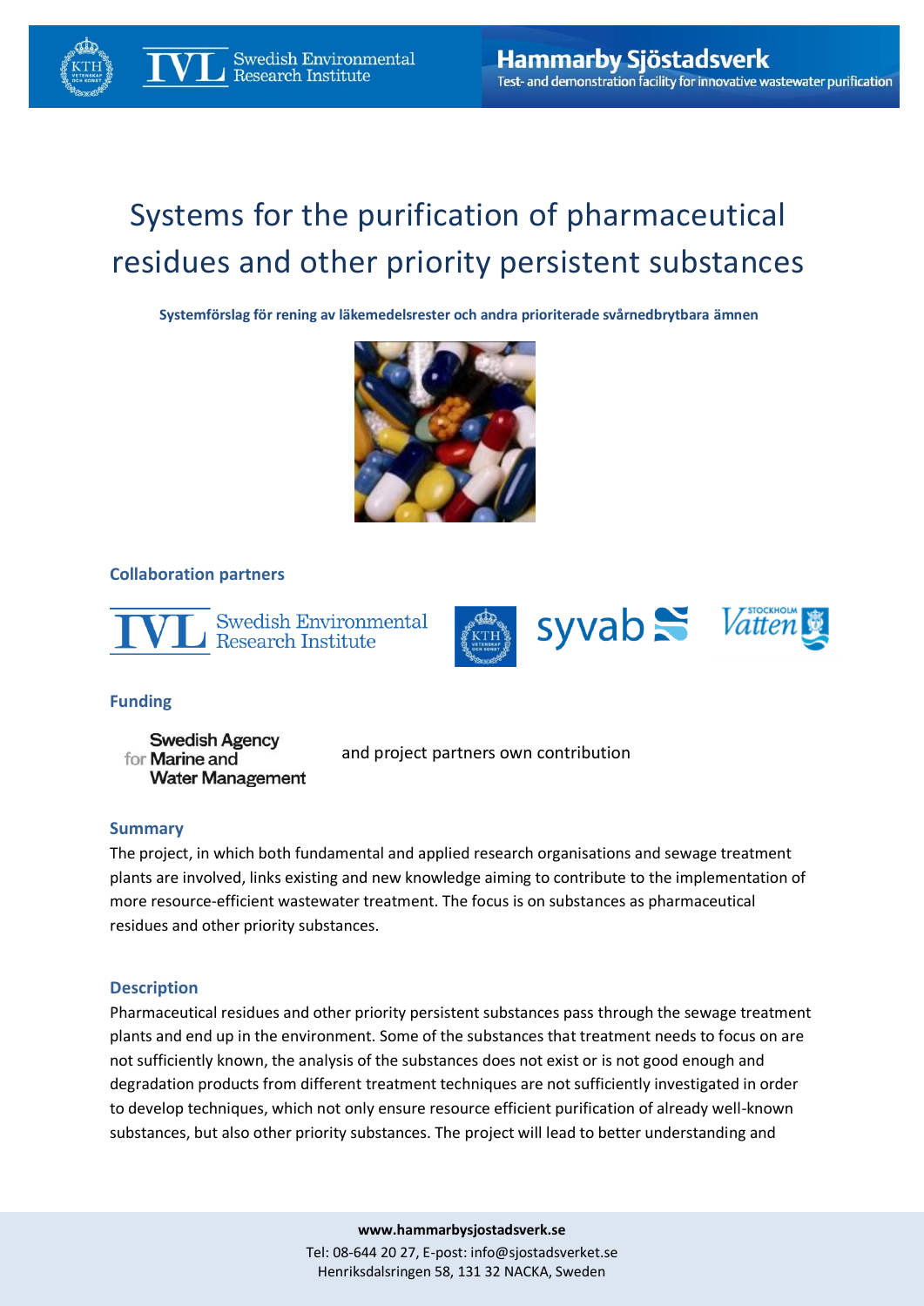# Systems for the purification of pharmaceutical residues and other priority persistent substances

**Systemförslag för rening av läkemedelsrester och andra prioriterade svårnedbrytbara ämnen**

## Collaboration partners

Swedish Environmental Research Institute (IVL), KTH, syvab, Stockholm Vatten

## Funding

Swedish Agency for Marine and Water Management and project partners own contribution

## Summary

The project, in which both fundamental and applied research organisations and sewage treatment plants are involved, links existing and new knowledge aiming to contribute to the implementation of more resource-efficient wastewater treatment. The focus is on substances as pharmaceutical residues and other priority substances.

## Description

Pharmaceutical residues and other priority persistent substances pass through the sewage treatment plants and end up in the environment. Some of the substances that treatment needs to focus on are not sufficiently known, the analysis of the substances does not exist or is not good enough and degradation products from different treatment techniques are not sufficiently investigated in order to develop techniques, which not only ensure resource efficient purification of already well-known substances, but also other priority substances. The project will lead to better understanding and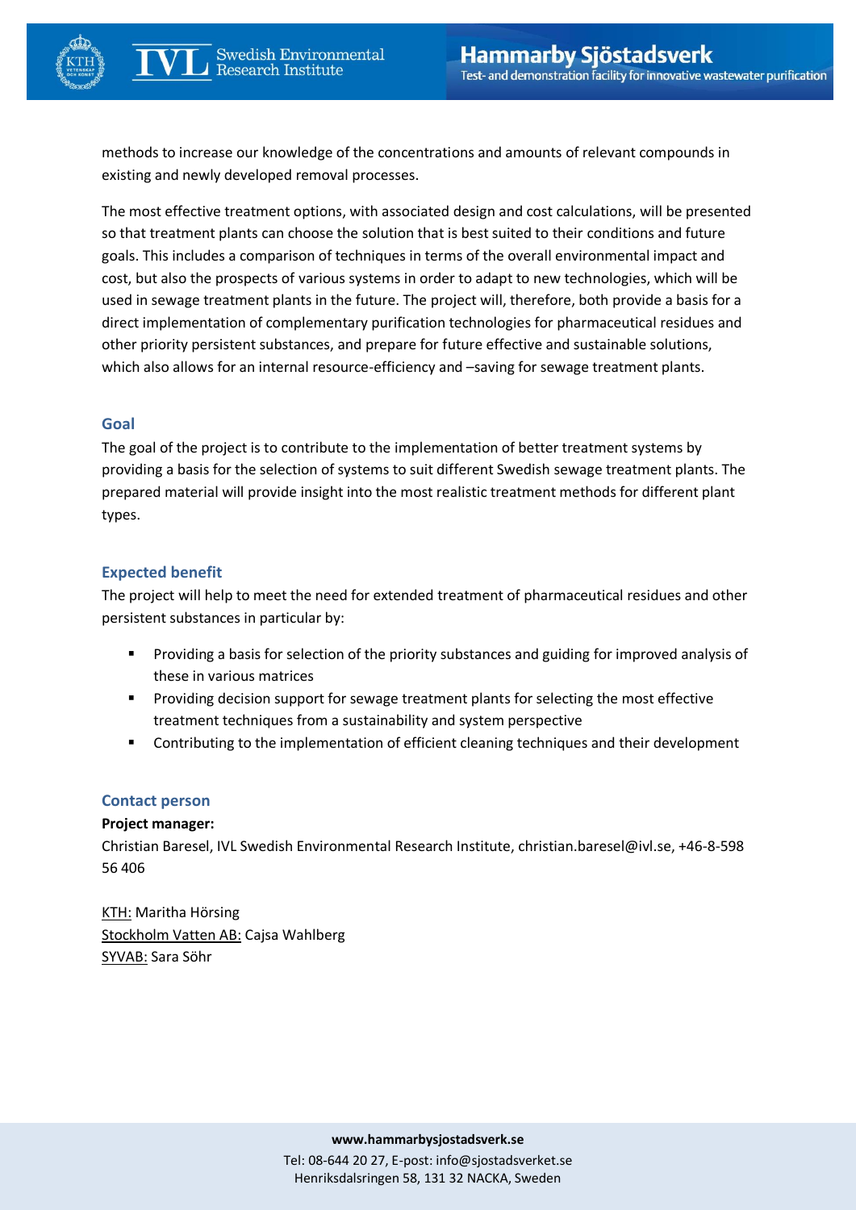methods to increase our knowledge of the concentrations and amounts of relevant compounds in existing and newly developed removal processes.

The most effective treatment options, with associated design and cost calculations, will be presented so that treatment plants can choose the solution that is best suited to their conditions and future goals. This includes a comparison of techniques in terms of the overall environmental impact and cost, but also the prospects of various systems in order to adapt to new technologies, which will be used in sewage treatment plants in the future. The project will, therefore, both provide a basis for a direct implementation of complementary purification technologies for pharmaceutical residues and other priority persistent substances, and prepare for future effective and sustainable solutions, which also allows for an internal resource-efficiency and –saving for sewage treatment plants.

## Goal

The goal of the project is to contribute to the implementation of better treatment systems by providing a basis for the selection of systems to suit different Swedish sewage treatment plants. The prepared material will provide insight into the most realistic treatment methods for different plant types.

## Expected benefit

The project will help to meet the need for extended treatment of pharmaceutical residues and other persistent substances in particular by:

- Providing a basis for selection of the priority substances and guiding for improved analysis of these in various matrices
- Providing decision support for sewage treatment plants for selecting the most effective treatment techniques from a sustainability and system perspective
- Contributing to the implementation of efficient cleaning techniques and their development

## Contact person

**Project manager:**

Christian Baresel, IVL Swedish Environmental Research Institute, christian.baresel@ivl.se, +46-8-598 56 406

KTH: Maritha Hörsing
Stockholm Vatten AB: Cajsa Wahlberg
SYVAB: Sara Söhr